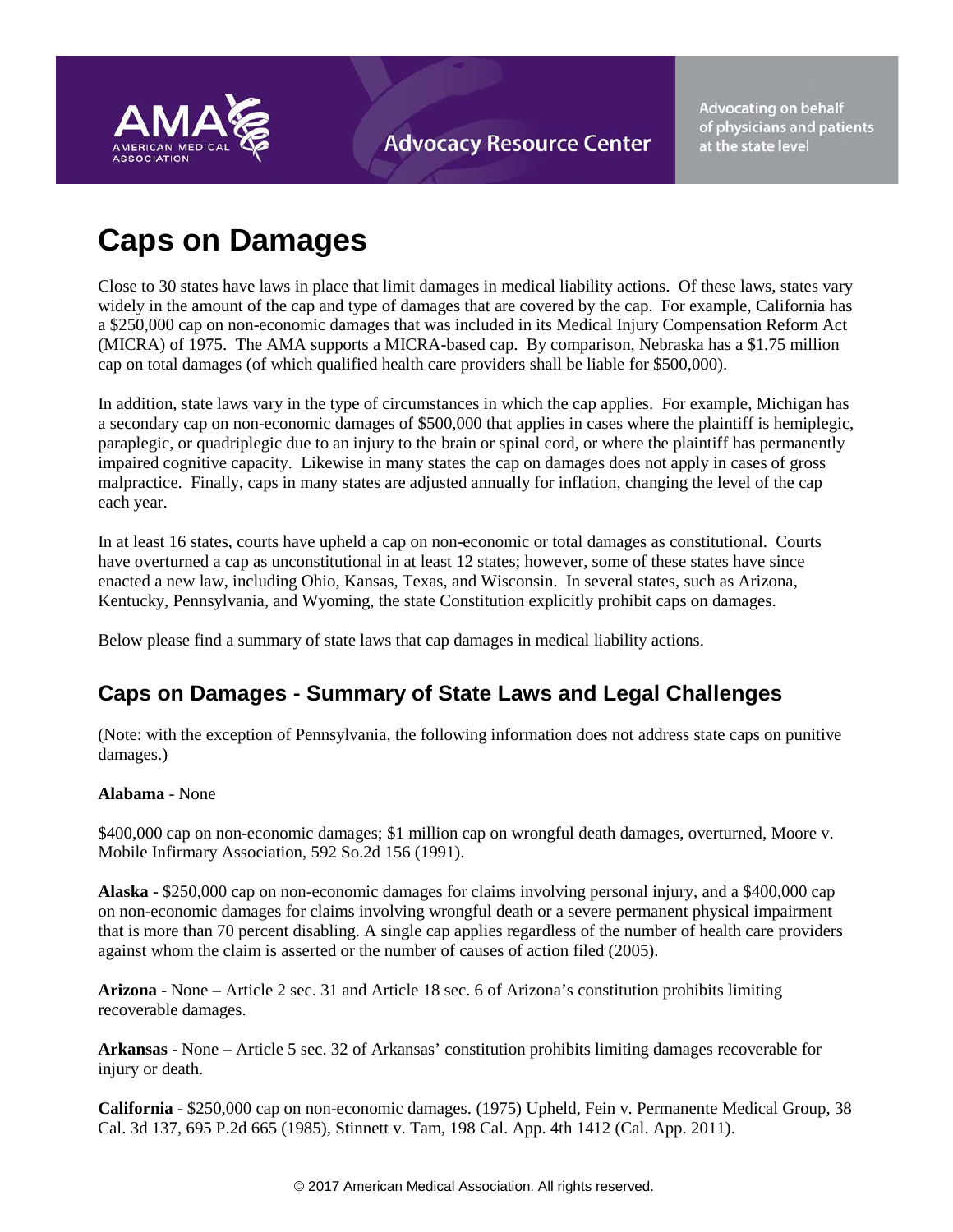# Caps on Damages

Close to 30 states have laws in place that limit damages in medical liability actions. Of these laws, states vary widely in the amount of the cap and type of damages that are covered by the cap. For example, California has a $250,000 cap on non-economic damages that was included in its Medical Injury Compensation Reform Act (MICRA) of 1975. The AMA supports a MICRA-based cap. By comparison, Nebraska has a $1.75 million cap on total damages (of which qualified health care providers shall be liable for $500,000).

In addition, state laws vary in the type of circumstances in which the cap applies. For example, Michigan has a secondary cap on non-economic damages of $500,000 that applies in cases where the plaintiff is hemiplegic, paraplegic, or quadriplegic due to an injury to the brain or spinal cord, or where the plaintiff has permanently impaired cognitive capacity. Likewise in many states the cap on damages does not apply in cases of gross malpractice. Finally, caps in many states are adjusted annually for inflation, changing the level of the cap each year.

In at least 16 states, courts have upheld a cap on non-economic or total damages as constitutional. Courts have overturned a cap as unconstitutional in at least 12 states; however, some of these states have since enacted a new law, including Ohio, Kansas, Texas, and Wisconsin. In several states, such as Arizona, Kentucky, Pennsylvania, and Wyoming, the state Constitution explicitly prohibit caps on damages.

Below please find a summary of state laws that cap damages in medical liability actions.

## Caps on Damages - Summary of State Laws and Legal Challenges

(Note: with the exception of Pennsylvania, the following information does not address state caps on punitive damages.)

**Alabama** - None

$400,000 cap on non-economic damages; $1 million cap on wrongful death damages, overturned, Moore v. Mobile Infirmary Association, 592 So.2d 156 (1991).

**Alaska** - $250,000 cap on non-economic damages for claims involving personal injury, and a $400,000 cap on non-economic damages for claims involving wrongful death or a severe permanent physical impairment that is more than 70 percent disabling. A single cap applies regardless of the number of health care providers against whom the claim is asserted or the number of causes of action filed (2005).

**Arizona** - None – Article 2 sec. 31 and Article 18 sec. 6 of Arizona's constitution prohibits limiting recoverable damages.

**Arkansas** - None – Article 5 sec. 32 of Arkansas' constitution prohibits limiting damages recoverable for injury or death.

**California** - $250,000 cap on non-economic damages. (1975) Upheld, Fein v. Permanente Medical Group, 38 Cal. 3d 137, 695 P.2d 665 (1985), Stinnett v. Tam, 198 Cal. App. 4th 1412 (Cal. App. 2011).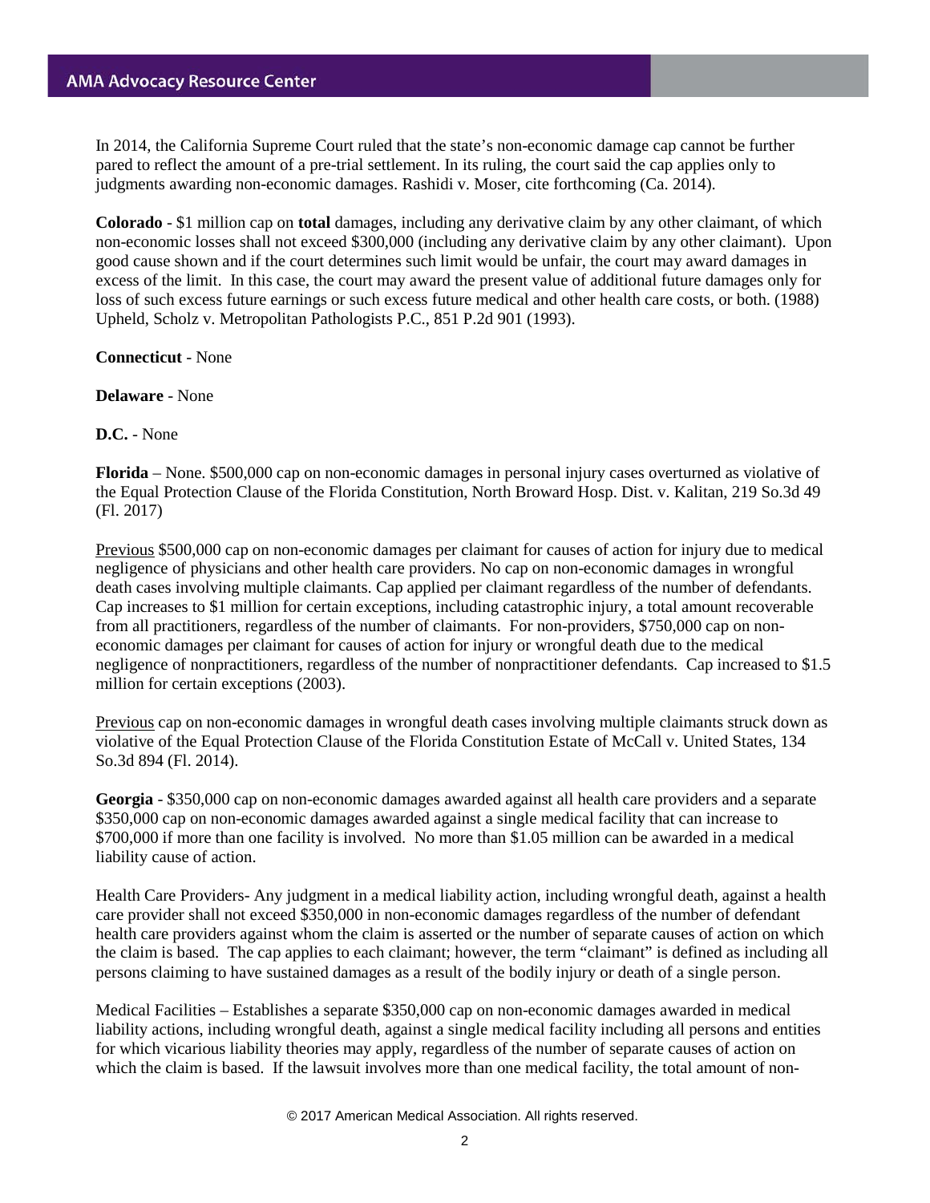In 2014, the California Supreme Court ruled that the state's non-economic damage cap cannot be further pared to reflect the amount of a pre-trial settlement. In its ruling, the court said the cap applies only to judgments awarding non-economic damages. Rashidi v. Moser, cite forthcoming (Ca. 2014).

**Colorado** - $1 million cap on **total** damages, including any derivative claim by any other claimant, of which non-economic losses shall not exceed $300,000 (including any derivative claim by any other claimant). Upon good cause shown and if the court determines such limit would be unfair, the court may award damages in excess of the limit. In this case, the court may award the present value of additional future damages only for loss of such excess future earnings or such excess future medical and other health care costs, or both. (1988) Upheld, Scholz v. Metropolitan Pathologists P.C., 851 P.2d 901 (1993).

**Connecticut** - None

**Delaware** - None

**D.C.** - None

**Florida** – None. $500,000 cap on non-economic damages in personal injury cases overturned as violative of the Equal Protection Clause of the Florida Constitution, North Broward Hosp. Dist. v. Kalitan, 219 So.3d 49 (Fl. 2017)

Previous $500,000 cap on non-economic damages per claimant for causes of action for injury due to medical negligence of physicians and other health care providers. No cap on non-economic damages in wrongful death cases involving multiple claimants. Cap applied per claimant regardless of the number of defendants. Cap increases to $1 million for certain exceptions, including catastrophic injury, a total amount recoverable from all practitioners, regardless of the number of claimants. For non-providers, $750,000 cap on non-economic damages per claimant for causes of action for injury or wrongful death due to the medical negligence of nonpractitioners, regardless of the number of nonpractitioner defendants. Cap increased to $1.5 million for certain exceptions (2003).

Previous cap on non-economic damages in wrongful death cases involving multiple claimants struck down as violative of the Equal Protection Clause of the Florida Constitution Estate of McCall v. United States, 134 So.3d 894 (Fl. 2014).

**Georgia** - $350,000 cap on non-economic damages awarded against all health care providers and a separate $350,000 cap on non-economic damages awarded against a single medical facility that can increase to $700,000 if more than one facility is involved. No more than $1.05 million can be awarded in a medical liability cause of action.

Health Care Providers- Any judgment in a medical liability action, including wrongful death, against a health care provider shall not exceed $350,000 in non-economic damages regardless of the number of defendant health care providers against whom the claim is asserted or the number of separate causes of action on which the claim is based. The cap applies to each claimant; however, the term "claimant" is defined as including all persons claiming to have sustained damages as a result of the bodily injury or death of a single person.

Medical Facilities – Establishes a separate $350,000 cap on non-economic damages awarded in medical liability actions, including wrongful death, against a single medical facility including all persons and entities for which vicarious liability theories may apply, regardless of the number of separate causes of action on which the claim is based. If the lawsuit involves more than one medical facility, the total amount of non-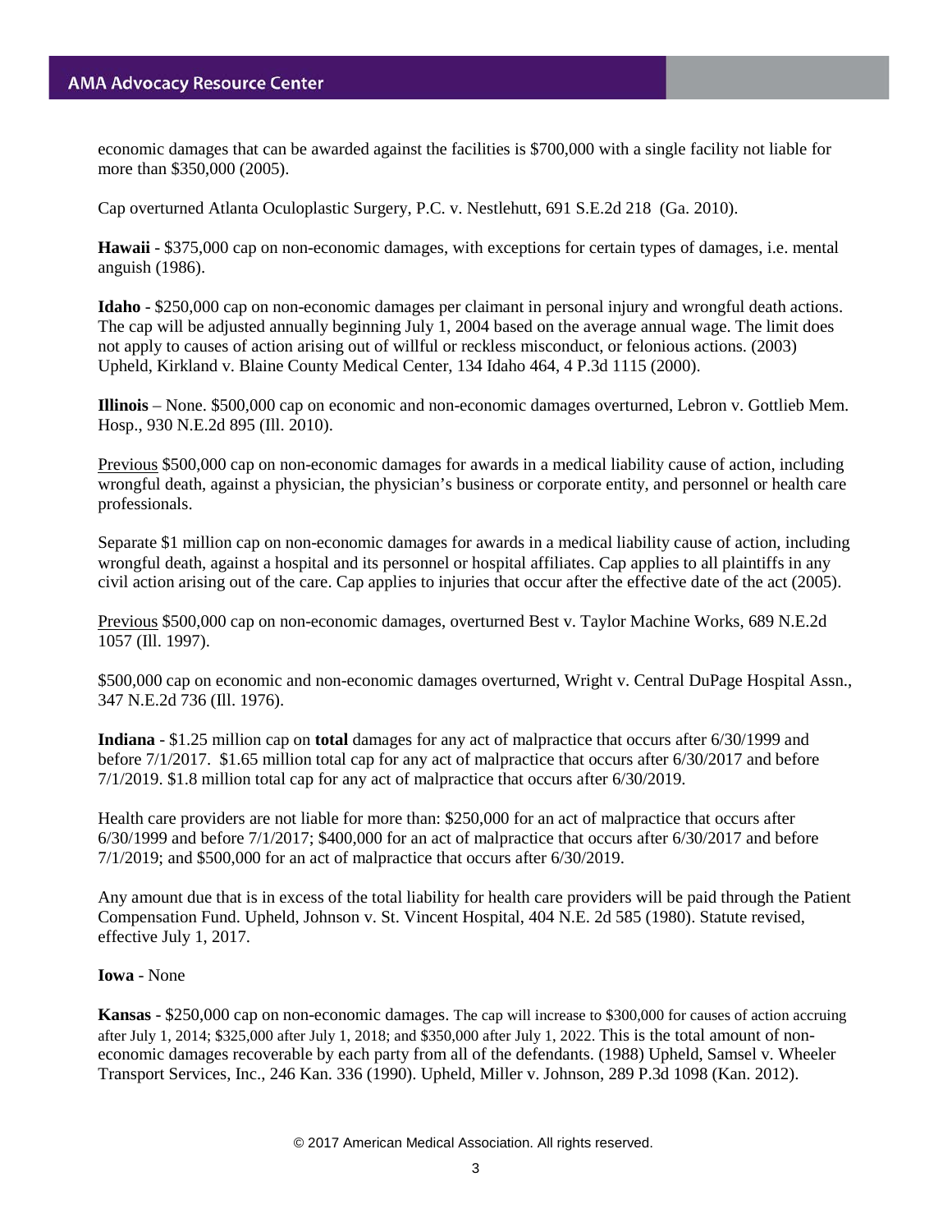economic damages that can be awarded against the facilities is $700,000 with a single facility not liable for more than $350,000 (2005).

Cap overturned Atlanta Oculoplastic Surgery, P.C. v. Nestlehutt, 691 S.E.2d 218 (Ga. 2010).

**Hawaii** - $375,000 cap on non-economic damages, with exceptions for certain types of damages, i.e. mental anguish (1986).

**Idaho** - $250,000 cap on non-economic damages per claimant in personal injury and wrongful death actions. The cap will be adjusted annually beginning July 1, 2004 based on the average annual wage. The limit does not apply to causes of action arising out of willful or reckless misconduct, or felonious actions. (2003) Upheld, Kirkland v. Blaine County Medical Center, 134 Idaho 464, 4 P.3d 1115 (2000).

**Illinois** – None. $500,000 cap on economic and non-economic damages overturned, Lebron v. Gottlieb Mem. Hosp., 930 N.E.2d 895 (Ill. 2010).

<u>Previous</u> $500,000 cap on non-economic damages for awards in a medical liability cause of action, including wrongful death, against a physician, the physician's business or corporate entity, and personnel or health care professionals.

Separate $1 million cap on non-economic damages for awards in a medical liability cause of action, including wrongful death, against a hospital and its personnel or hospital affiliates. Cap applies to all plaintiffs in any civil action arising out of the care. Cap applies to injuries that occur after the effective date of the act (2005).

<u>Previous</u> $500,000 cap on non-economic damages, overturned Best v. Taylor Machine Works, 689 N.E.2d 1057 (Ill. 1997).

$500,000 cap on economic and non-economic damages overturned, Wright v. Central DuPage Hospital Assn., 347 N.E.2d 736 (Ill. 1976).

**Indiana** - $1.25 million cap on **total** damages for any act of malpractice that occurs after 6/30/1999 and before 7/1/2017. $1.65 million total cap for any act of malpractice that occurs after 6/30/2017 and before 7/1/2019. $1.8 million total cap for any act of malpractice that occurs after 6/30/2019.

Health care providers are not liable for more than: $250,000 for an act of malpractice that occurs after 6/30/1999 and before 7/1/2017; $400,000 for an act of malpractice that occurs after 6/30/2017 and before 7/1/2019; and $500,000 for an act of malpractice that occurs after 6/30/2019.

Any amount due that is in excess of the total liability for health care providers will be paid through the Patient Compensation Fund. Upheld, Johnson v. St. Vincent Hospital, 404 N.E. 2d 585 (1980). Statute revised, effective July 1, 2017.

**Iowa** - None

**Kansas** - $250,000 cap on non-economic damages. The cap will increase to $300,000 for causes of action accruing after July 1, 2014; $325,000 after July 1, 2018; and $350,000 after July 1, 2022. This is the total amount of non-economic damages recoverable by each party from all of the defendants. (1988) Upheld, Samsel v. Wheeler Transport Services, Inc., 246 Kan. 336 (1990). Upheld, Miller v. Johnson, 289 P.3d 1098 (Kan. 2012).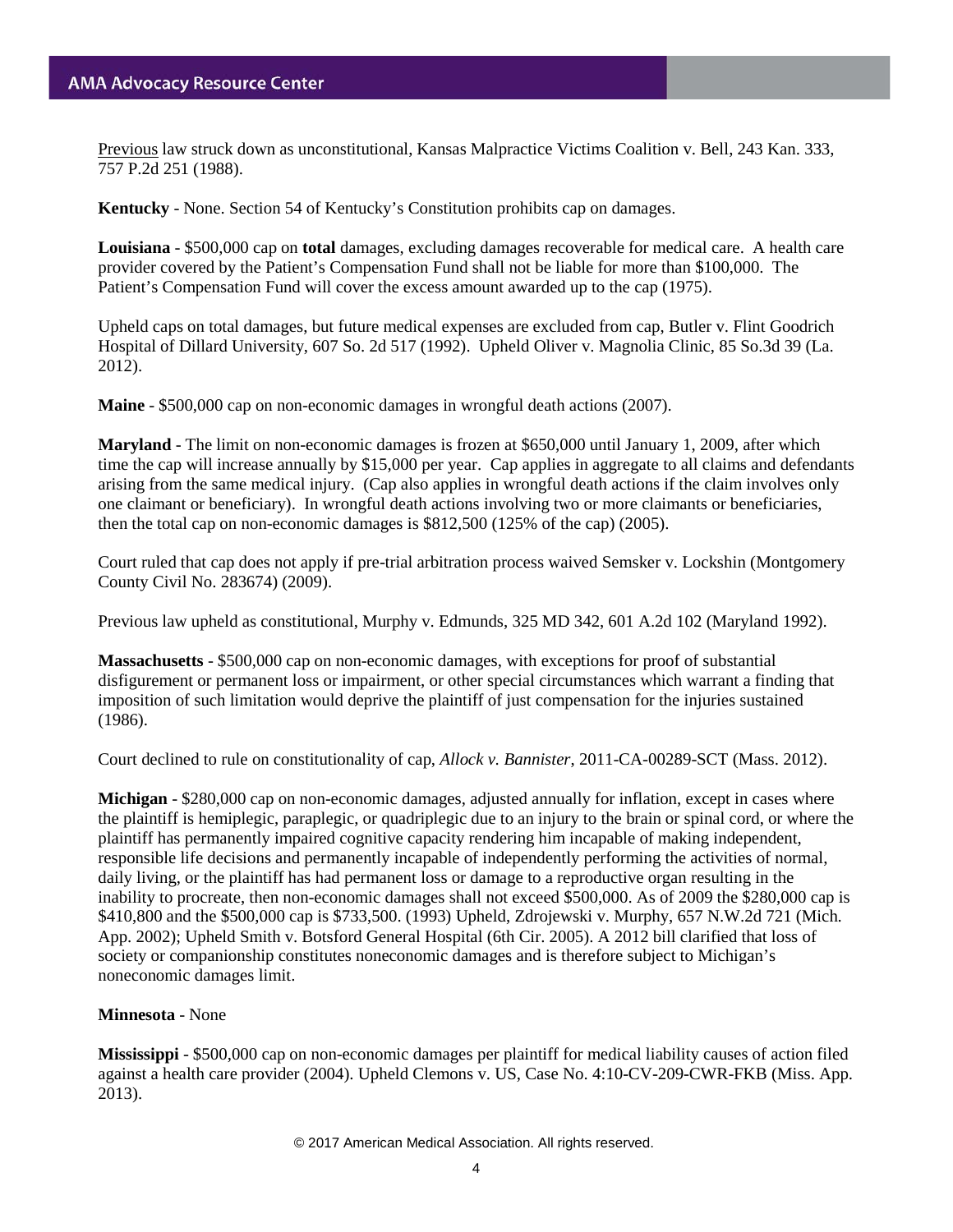Previous law struck down as unconstitutional, Kansas Malpractice Victims Coalition v. Bell, 243 Kan. 333, 757 P.2d 251 (1988).

**Kentucky** - None. Section 54 of Kentucky's Constitution prohibits cap on damages.

**Louisiana** - $500,000 cap on **total** damages, excluding damages recoverable for medical care. A health care provider covered by the Patient's Compensation Fund shall not be liable for more than $100,000. The Patient's Compensation Fund will cover the excess amount awarded up to the cap (1975).

Upheld caps on total damages, but future medical expenses are excluded from cap, Butler v. Flint Goodrich Hospital of Dillard University, 607 So. 2d 517 (1992). Upheld Oliver v. Magnolia Clinic, 85 So.3d 39 (La. 2012).

**Maine** - $500,000 cap on non-economic damages in wrongful death actions (2007).

**Maryland** - The limit on non-economic damages is frozen at $650,000 until January 1, 2009, after which time the cap will increase annually by $15,000 per year. Cap applies in aggregate to all claims and defendants arising from the same medical injury. (Cap also applies in wrongful death actions if the claim involves only one claimant or beneficiary). In wrongful death actions involving two or more claimants or beneficiaries, then the total cap on non-economic damages is $812,500 (125% of the cap) (2005).

Court ruled that cap does not apply if pre-trial arbitration process waived Semsker v. Lockshin (Montgomery County Civil No. 283674) (2009).

Previous law upheld as constitutional, Murphy v. Edmunds, 325 MD 342, 601 A.2d 102 (Maryland 1992).

**Massachusetts** - $500,000 cap on non-economic damages, with exceptions for proof of substantial disfigurement or permanent loss or impairment, or other special circumstances which warrant a finding that imposition of such limitation would deprive the plaintiff of just compensation for the injuries sustained (1986).

Court declined to rule on constitutionality of cap, *Allock v. Bannister*, 2011-CA-00289-SCT (Mass. 2012).

**Michigan** - $280,000 cap on non-economic damages, adjusted annually for inflation, except in cases where the plaintiff is hemiplegic, paraplegic, or quadriplegic due to an injury to the brain or spinal cord, or where the plaintiff has permanently impaired cognitive capacity rendering him incapable of making independent, responsible life decisions and permanently incapable of independently performing the activities of normal, daily living, or the plaintiff has had permanent loss or damage to a reproductive organ resulting in the inability to procreate, then non-economic damages shall not exceed $500,000. As of 2009 the $280,000 cap is $410,800 and the $500,000 cap is $733,500. (1993) Upheld, Zdrojewski v. Murphy, 657 N.W.2d 721 (Mich. App. 2002); Upheld Smith v. Botsford General Hospital (6th Cir. 2005). A 2012 bill clarified that loss of society or companionship constitutes noneconomic damages and is therefore subject to Michigan's noneconomic damages limit.

**Minnesota** - None

**Mississippi** - $500,000 cap on non-economic damages per plaintiff for medical liability causes of action filed against a health care provider (2004). Upheld Clemons v. US, Case No. 4:10-CV-209-CWR-FKB (Miss. App. 2013).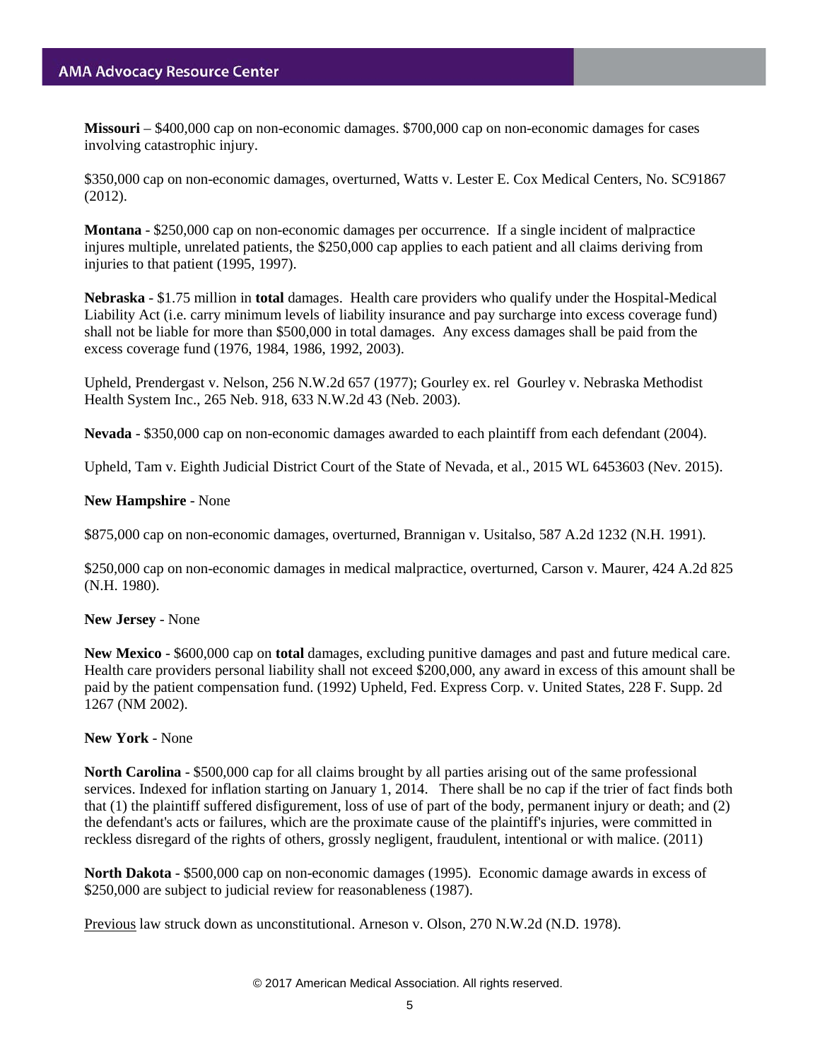**Missouri** – $400,000 cap on non-economic damages. $700,000 cap on non-economic damages for cases involving catastrophic injury.

$350,000 cap on non-economic damages, overturned, Watts v. Lester E. Cox Medical Centers, No. SC91867 (2012).

**Montana** - $250,000 cap on non-economic damages per occurrence. If a single incident of malpractice injures multiple, unrelated patients, the $250,000 cap applies to each patient and all claims deriving from injuries to that patient (1995, 1997).

**Nebraska** - $1.75 million in **total** damages. Health care providers who qualify under the Hospital-Medical Liability Act (i.e. carry minimum levels of liability insurance and pay surcharge into excess coverage fund) shall not be liable for more than $500,000 in total damages. Any excess damages shall be paid from the excess coverage fund (1976, 1984, 1986, 1992, 2003).

Upheld, Prendergast v. Nelson, 256 N.W.2d 657 (1977); Gourley ex. rel Gourley v. Nebraska Methodist Health System Inc., 265 Neb. 918, 633 N.W.2d 43 (Neb. 2003).

**Nevada** - $350,000 cap on non-economic damages awarded to each plaintiff from each defendant (2004).

Upheld, Tam v. Eighth Judicial District Court of the State of Nevada, et al., 2015 WL 6453603 (Nev. 2015).

**New Hampshire** - None

$875,000 cap on non-economic damages, overturned, Brannigan v. Usitalso, 587 A.2d 1232 (N.H. 1991).

$250,000 cap on non-economic damages in medical malpractice, overturned, Carson v. Maurer, 424 A.2d 825 (N.H. 1980).

**New Jersey** - None

**New Mexico** - $600,000 cap on **total** damages, excluding punitive damages and past and future medical care. Health care providers personal liability shall not exceed $200,000, any award in excess of this amount shall be paid by the patient compensation fund. (1992) Upheld, Fed. Express Corp. v. United States, 228 F. Supp. 2d 1267 (NM 2002).

**New York** - None

**North Carolina** - $500,000 cap for all claims brought by all parties arising out of the same professional services. Indexed for inflation starting on January 1, 2014. There shall be no cap if the trier of fact finds both that (1) the plaintiff suffered disfigurement, loss of use of part of the body, permanent injury or death; and (2) the defendant's acts or failures, which are the proximate cause of the plaintiff's injuries, were committed in reckless disregard of the rights of others, grossly negligent, fraudulent, intentional or with malice. (2011)

**North Dakota** - $500,000 cap on non-economic damages (1995). Economic damage awards in excess of $250,000 are subject to judicial review for reasonableness (1987).

<u>Previous</u> law struck down as unconstitutional. Arneson v. Olson, 270 N.W.2d (N.D. 1978).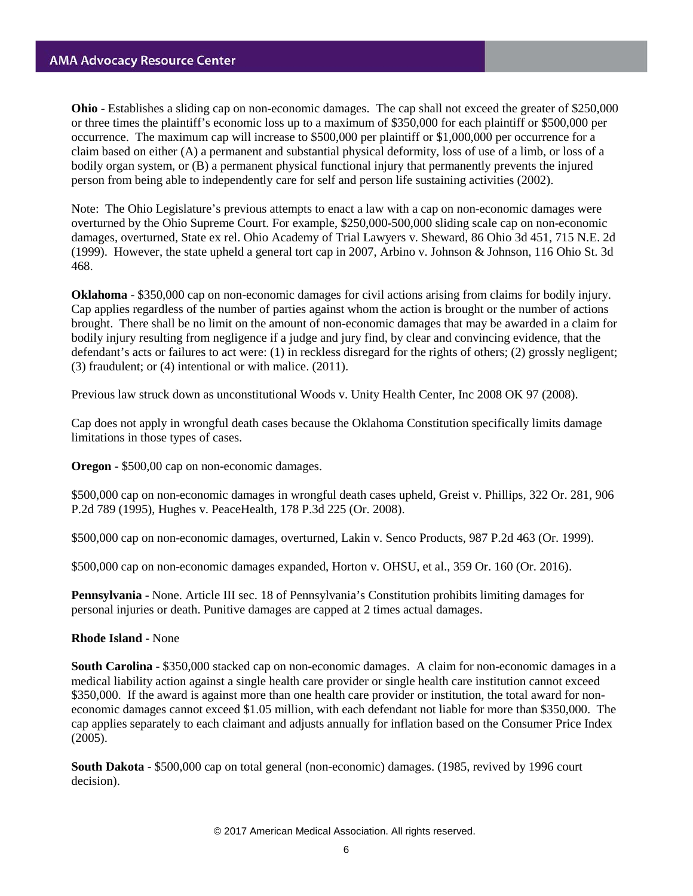**Ohio** - Establishes a sliding cap on non-economic damages. The cap shall not exceed the greater of $250,000 or three times the plaintiff's economic loss up to a maximum of $350,000 for each plaintiff or $500,000 per occurrence. The maximum cap will increase to $500,000 per plaintiff or $1,000,000 per occurrence for a claim based on either (A) a permanent and substantial physical deformity, loss of use of a limb, or loss of a bodily organ system, or (B) a permanent physical functional injury that permanently prevents the injured person from being able to independently care for self and person life sustaining activities (2002).

Note: The Ohio Legislature's previous attempts to enact a law with a cap on non-economic damages were overturned by the Ohio Supreme Court. For example, $250,000-500,000 sliding scale cap on non-economic damages, overturned, State ex rel. Ohio Academy of Trial Lawyers v. Sheward, 86 Ohio 3d 451, 715 N.E. 2d (1999). However, the state upheld a general tort cap in 2007, Arbino v. Johnson & Johnson, 116 Ohio St. 3d 468.

**Oklahoma** - $350,000 cap on non-economic damages for civil actions arising from claims for bodily injury. Cap applies regardless of the number of parties against whom the action is brought or the number of actions brought. There shall be no limit on the amount of non-economic damages that may be awarded in a claim for bodily injury resulting from negligence if a judge and jury find, by clear and convincing evidence, that the defendant's acts or failures to act were: (1) in reckless disregard for the rights of others; (2) grossly negligent; (3) fraudulent; or (4) intentional or with malice. (2011).

Previous law struck down as unconstitutional Woods v. Unity Health Center, Inc 2008 OK 97 (2008).

Cap does not apply in wrongful death cases because the Oklahoma Constitution specifically limits damage limitations in those types of cases.

**Oregon** - $500,00 cap on non-economic damages.

$500,000 cap on non-economic damages in wrongful death cases upheld, Greist v. Phillips, 322 Or. 281, 906 P.2d 789 (1995), Hughes v. PeaceHealth, 178 P.3d 225 (Or. 2008).

$500,000 cap on non-economic damages, overturned, Lakin v. Senco Products, 987 P.2d 463 (Or. 1999).

$500,000 cap on non-economic damages expanded, Horton v. OHSU, et al., 359 Or. 160 (Or. 2016).

**Pennsylvania** - None. Article III sec. 18 of Pennsylvania's Constitution prohibits limiting damages for personal injuries or death. Punitive damages are capped at 2 times actual damages.

**Rhode Island** - None

**South Carolina** - $350,000 stacked cap on non-economic damages. A claim for non-economic damages in a medical liability action against a single health care provider or single health care institution cannot exceed $350,000. If the award is against more than one health care provider or institution, the total award for non-economic damages cannot exceed $1.05 million, with each defendant not liable for more than $350,000. The cap applies separately to each claimant and adjusts annually for inflation based on the Consumer Price Index (2005).

**South Dakota** - $500,000 cap on total general (non-economic) damages. (1985, revived by 1996 court decision).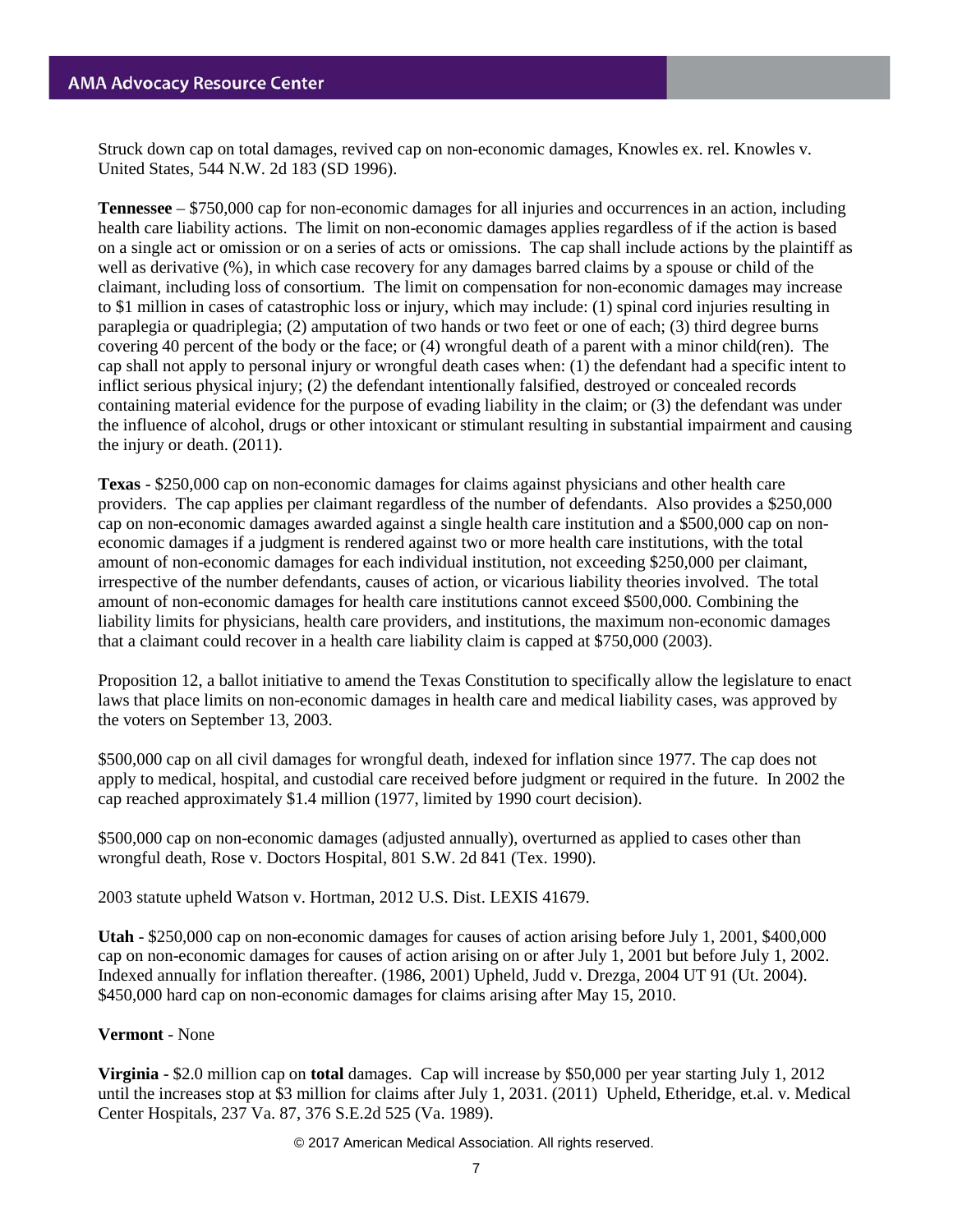Struck down cap on total damages, revived cap on non-economic damages, Knowles ex. rel. Knowles v. United States, 544 N.W. 2d 183 (SD 1996).

**Tennessee** – $750,000 cap for non-economic damages for all injuries and occurrences in an action, including health care liability actions. The limit on non-economic damages applies regardless of if the action is based on a single act or omission or on a series of acts or omissions. The cap shall include actions by the plaintiff as well as derivative (%), in which case recovery for any damages barred claims by a spouse or child of the claimant, including loss of consortium. The limit on compensation for non-economic damages may increase to $1 million in cases of catastrophic loss or injury, which may include: (1) spinal cord injuries resulting in paraplegia or quadriplegia; (2) amputation of two hands or two feet or one of each; (3) third degree burns covering 40 percent of the body or the face; or (4) wrongful death of a parent with a minor child(ren). The cap shall not apply to personal injury or wrongful death cases when: (1) the defendant had a specific intent to inflict serious physical injury; (2) the defendant intentionally falsified, destroyed or concealed records containing material evidence for the purpose of evading liability in the claim; or (3) the defendant was under the influence of alcohol, drugs or other intoxicant or stimulant resulting in substantial impairment and causing the injury or death. (2011).

**Texas** - $250,000 cap on non-economic damages for claims against physicians and other health care providers. The cap applies per claimant regardless of the number of defendants. Also provides a $250,000 cap on non-economic damages awarded against a single health care institution and a $500,000 cap on non-economic damages if a judgment is rendered against two or more health care institutions, with the total amount of non-economic damages for each individual institution, not exceeding $250,000 per claimant, irrespective of the number defendants, causes of action, or vicarious liability theories involved. The total amount of non-economic damages for health care institutions cannot exceed $500,000. Combining the liability limits for physicians, health care providers, and institutions, the maximum non-economic damages that a claimant could recover in a health care liability claim is capped at $750,000 (2003).

Proposition 12, a ballot initiative to amend the Texas Constitution to specifically allow the legislature to enact laws that place limits on non-economic damages in health care and medical liability cases, was approved by the voters on September 13, 2003.

$500,000 cap on all civil damages for wrongful death, indexed for inflation since 1977. The cap does not apply to medical, hospital, and custodial care received before judgment or required in the future. In 2002 the cap reached approximately $1.4 million (1977, limited by 1990 court decision).

$500,000 cap on non-economic damages (adjusted annually), overturned as applied to cases other than wrongful death, Rose v. Doctors Hospital, 801 S.W. 2d 841 (Tex. 1990).

2003 statute upheld Watson v. Hortman, 2012 U.S. Dist. LEXIS 41679.

**Utah** - $250,000 cap on non-economic damages for causes of action arising before July 1, 2001, $400,000 cap on non-economic damages for causes of action arising on or after July 1, 2001 but before July 1, 2002. Indexed annually for inflation thereafter. (1986, 2001) Upheld, Judd v. Drezga, 2004 UT 91 (Ut. 2004). $450,000 hard cap on non-economic damages for claims arising after May 15, 2010.

**Vermont** - None

**Virginia** - $2.0 million cap on **total** damages. Cap will increase by $50,000 per year starting July 1, 2012 until the increases stop at $3 million for claims after July 1, 2031. (2011) Upheld, Etheridge, et.al. v. Medical Center Hospitals, 237 Va. 87, 376 S.E.2d 525 (Va. 1989).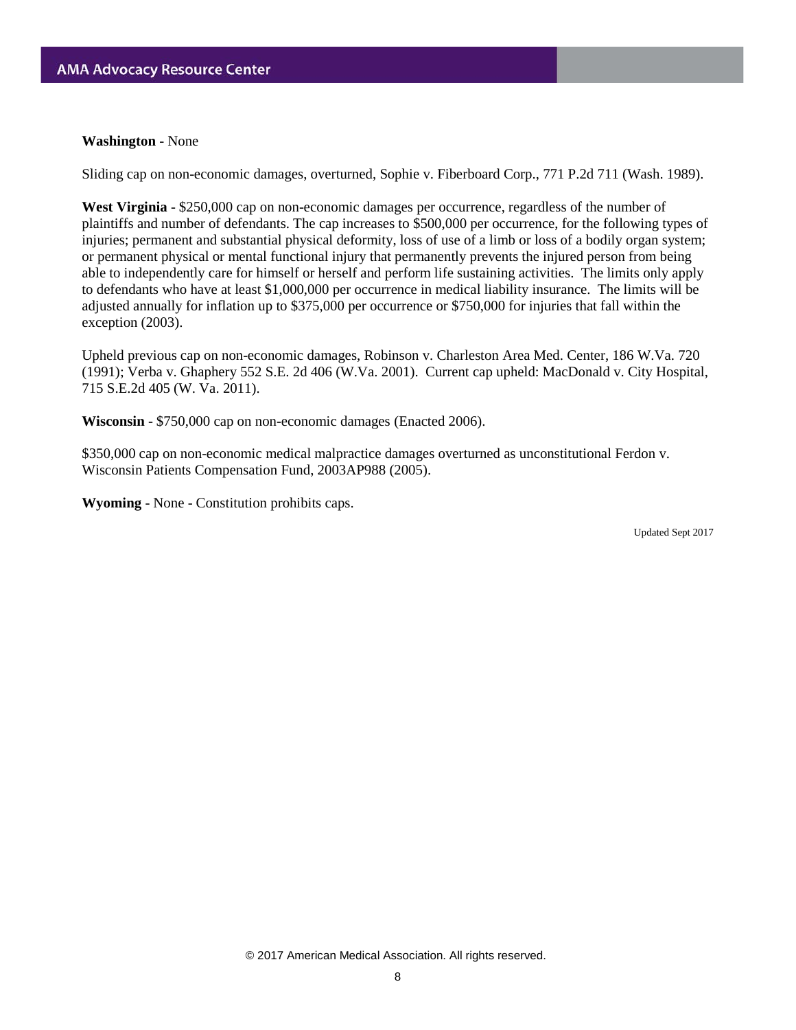**Washington** - None

Sliding cap on non-economic damages, overturned, Sophie v. Fiberboard Corp., 771 P.2d 711 (Wash. 1989).

**West Virginia** - $250,000 cap on non-economic damages per occurrence, regardless of the number of plaintiffs and number of defendants. The cap increases to $500,000 per occurrence, for the following types of injuries; permanent and substantial physical deformity, loss of use of a limb or loss of a bodily organ system; or permanent physical or mental functional injury that permanently prevents the injured person from being able to independently care for himself or herself and perform life sustaining activities. The limits only apply to defendants who have at least $1,000,000 per occurrence in medical liability insurance. The limits will be adjusted annually for inflation up to $375,000 per occurrence or $750,000 for injuries that fall within the exception (2003).

Upheld previous cap on non-economic damages, Robinson v. Charleston Area Med. Center, 186 W.Va. 720 (1991); Verba v. Ghaphery 552 S.E. 2d 406 (W.Va. 2001). Current cap upheld: MacDonald v. City Hospital, 715 S.E.2d 405 (W. Va. 2011).

**Wisconsin** - $750,000 cap on non-economic damages (Enacted 2006).

$350,000 cap on non-economic medical malpractice damages overturned as unconstitutional Ferdon v. Wisconsin Patients Compensation Fund, 2003AP988 (2005).

**Wyoming** - None - Constitution prohibits caps.

Updated Sept 2017